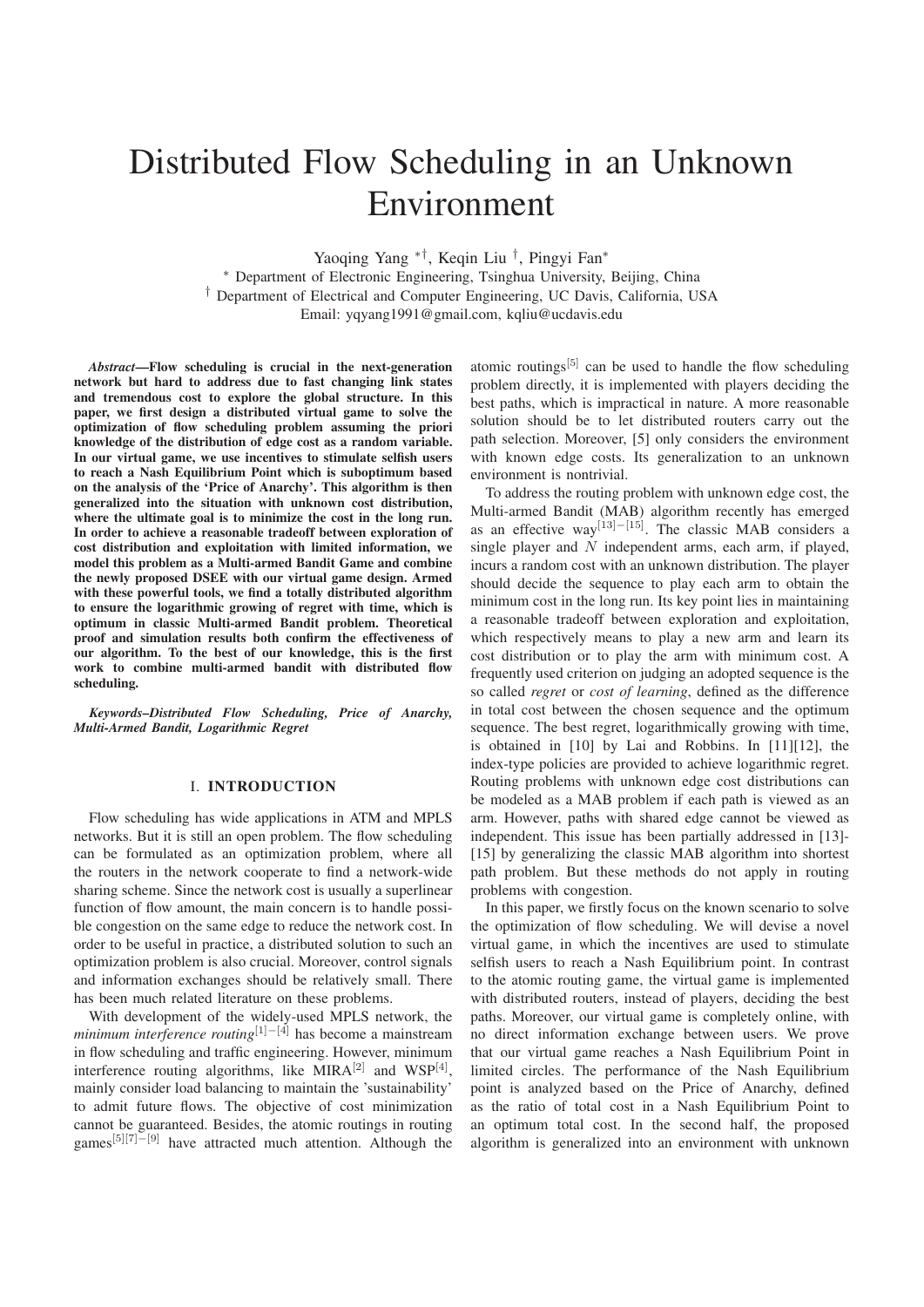# Distributed Flow Scheduling in an Unknown Environment

Yaoqing Yang [*,†], Keqin Liu [†], Pingyi Fan[*]

[*] Department of Electronic Engineering, Tsinghua University, Beijing, China

[†] Department of Electrical and Computer Engineering, UC Davis, California, USA

Email: yqyang1991@gmail.com, kqliu@ucdavis.edu

***Abstract*—Flow scheduling is crucial in the next-generation network but hard to address due to fast changing link states and tremendous cost to explore the global structure. In this paper, we first design a distributed virtual game to solve the optimization of flow scheduling problem assuming the priori knowledge of the distribution of edge cost as a random variable. In our virtual game, we use incentives to stimulate selfish users to reach a Nash Equilibrium Point which is suboptimum based on the analysis of the 'Price of Anarchy'. This algorithm is then generalized into the situation with unknown cost distribution, where the ultimate goal is to minimize the cost in the long run. In order to achieve a reasonable tradeoff between exploration of cost distribution and exploitation with limited information, we model this problem as a Multi-armed Bandit Game and combine the newly proposed DSEE with our virtual game design. Armed with these powerful tools, we find a totally distributed algorithm to ensure the logarithmic growing of regret with time, which is optimum in classic Multi-armed Bandit problem. Theoretical proof and simulation results both confirm the effectiveness of our algorithm. To the best of our knowledge, this is the first work to combine multi-armed bandit with distributed flow scheduling.**

***Keywords*–Distributed Flow Scheduling, Price of Anarchy, Multi-Armed Bandit, Logarithmic Regret**

## I. INTRODUCTION

Flow scheduling has wide applications in ATM and MPLS networks. But it is still an open problem. The flow scheduling can be formulated as an optimization problem, where all the routers in the network cooperate to find a network-wide sharing scheme. Since the network cost is usually a superlinear function of flow amount, the main concern is to handle possible congestion on the same edge to reduce the network cost. In order to be useful in practice, a distributed solution to such an optimization problem is also crucial. Moreover, control signals and information exchanges should be relatively small. There has been much related literature on these problems.

With development of the widely-used MPLS network, the *minimum interference routing*[1]-[4] has become a mainstream in flow scheduling and traffic engineering. However, minimum interference routing algorithms, like MIRA[2] and WSP[4], mainly consider load balancing to maintain the 'sustainability' to admit future flows. The objective of cost minimization cannot be guaranteed. Besides, the atomic routings in routing games[5][7]-[9] have attracted much attention. Although the atomic routings[5] can be used to handle the flow scheduling problem directly, it is implemented with players deciding the best paths, which is impractical in nature. A more reasonable solution should be to let distributed routers carry out the path selection. Moreover, [5] only considers the environment with known edge costs. Its generalization to an unknown environment is nontrivial.

To address the routing problem with unknown edge cost, the Multi-armed Bandit (MAB) algorithm recently has emerged as an effective way[13]-[15]. The classic MAB considers a single player and $N$ independent arms, each arm, if played, incurs a random cost with an unknown distribution. The player should decide the sequence to play each arm to obtain the minimum cost in the long run. Its key point lies in maintaining a reasonable tradeoff between exploration and exploitation, which respectively means to play a new arm and learn its cost distribution or to play the arm with minimum cost. A frequently used criterion on judging an adopted sequence is the so called *regret* or *cost of learning*, defined as the difference in total cost between the chosen sequence and the optimum sequence. The best regret, logarithmically growing with time, is obtained in [10] by Lai and Robbins. In [11][12], the index-type policies are provided to achieve logarithmic regret. Routing problems with unknown edge cost distributions can be modeled as a MAB problem if each path is viewed as an arm. However, paths with shared edge cannot be viewed as independent. This issue has been partially addressed in [13]-[15] by generalizing the classic MAB algorithm into shortest path problem. But these methods do not apply in routing problems with congestion.

In this paper, we firstly focus on the known scenario to solve the optimization of flow scheduling. We will devise a novel virtual game, in which the incentives are used to stimulate selfish users to reach a Nash Equilibrium point. In contrast to the atomic routing game, the virtual game is implemented with distributed routers, instead of players, deciding the best paths. Moreover, our virtual game is completely online, with no direct information exchange between users. We prove that our virtual game reaches a Nash Equilibrium Point in limited circles. The performance of the Nash Equilibrium point is analyzed based on the Price of Anarchy, defined as the ratio of total cost in a Nash Equilibrium Point to an optimum total cost. In the second half, the proposed algorithm is generalized into an environment with unknown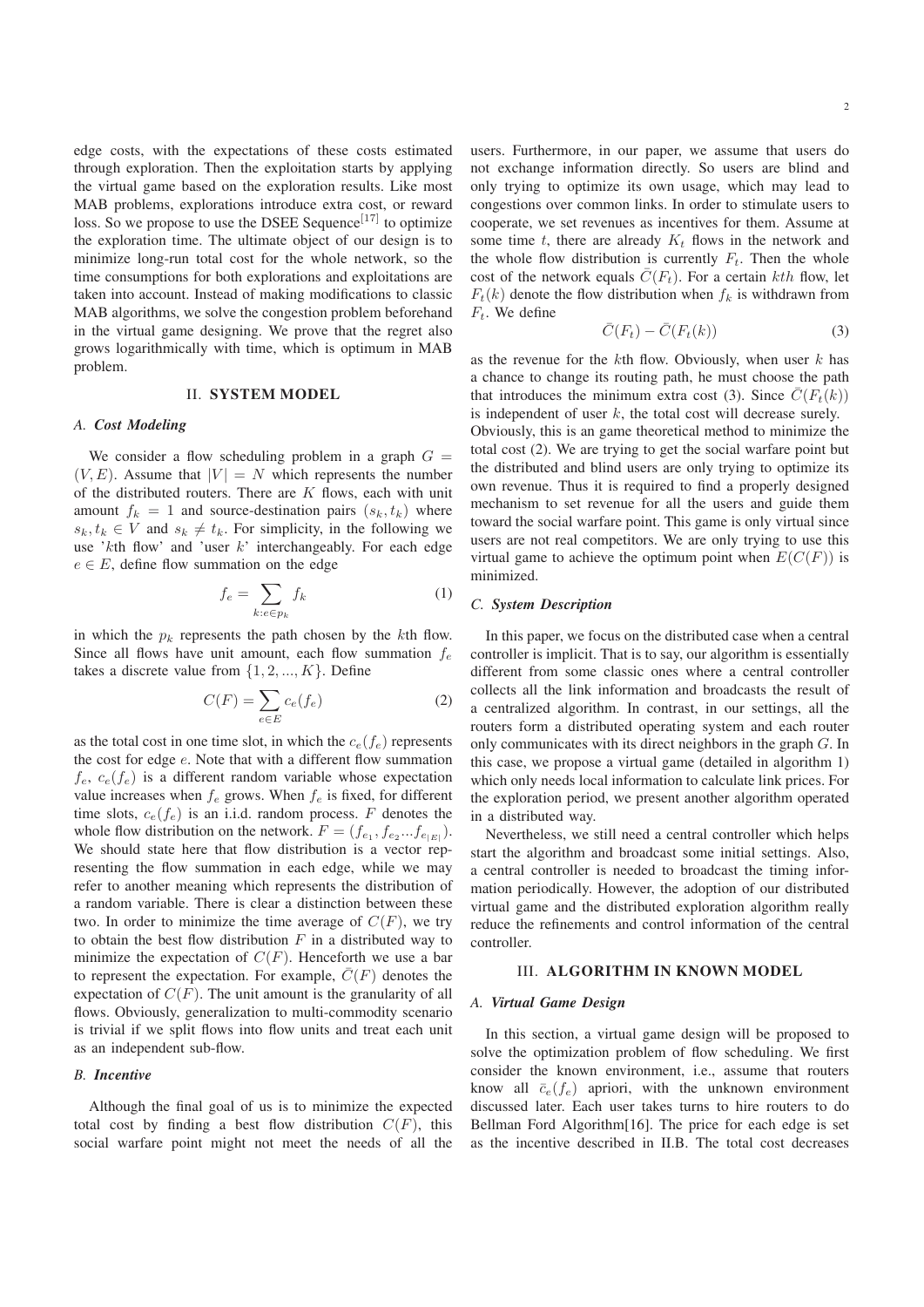edge costs, with the expectations of these costs estimated through exploration. Then the exploitation starts by applying the virtual game based on the exploration results. Like most MAB problems, explorations introduce extra cost, or reward loss. So we propose to use the DSEE Sequence[17] to optimize the exploration time. The ultimate object of our design is to minimize long-run total cost for the whole network, so the time consumptions for both explorations and exploitations are taken into account. Instead of making modifications to classic MAB algorithms, we solve the congestion problem beforehand in the virtual game designing. We prove that the regret also grows logarithmically with time, which is optimum in MAB problem.

## II. SYSTEM MODEL

### A. Cost Modeling

We consider a flow scheduling problem in a graph $G = (V, E)$. Assume that $|V| = N$ which represents the number of the distributed routers. There are $K$ flows, each with unit amount $f_k = 1$ and source-destination pairs $(s_k, t_k)$ where $s_k, t_k \in V$ and $s_k \neq t_k$. For simplicity, in the following we use '$k$th flow' and 'user $k$' interchangeably. For each edge $e \in E$, define flow summation on the edge

$$f_e = \sum_{k: e \in p_k} f_k \tag{1}$$

in which the $p_k$ represents the path chosen by the $k$th flow. Since all flows have unit amount, each flow summation $f_e$ takes a discrete value from $\{1, 2, ..., K\}$. Define

$$C(F) = \sum_{e \in E} c_e(f_e) \tag{2}$$

as the total cost in one time slot, in which the $c_e(f_e)$ represents the cost for edge $e$. Note that with a different flow summation $f_e$, $c_e(f_e)$ is a different random variable whose expectation value increases when $f_e$ grows. When $f_e$ is fixed, for different time slots, $c_e(f_e)$ is an i.i.d. random process. $F$ denotes the whole flow distribution on the network. $F = (f_{e_1}, f_{e_2} ... f_{e_{|E|}})$. We should state here that flow distribution is a vector representing the flow summation in each edge, while we may refer to another meaning which represents the distribution of a random variable. There is clear a distinction between these two. In order to minimize the time average of $C(F)$, we try to obtain the best flow distribution $F$ in a distributed way to minimize the expectation of $C(F)$. Henceforth we use a bar to represent the expectation. For example, $\bar{C}(F)$ denotes the expectation of $C(F)$. The unit amount is the granularity of all flows. Obviously, generalization to multi-commodity scenario is trivial if we split flows into flow units and treat each unit as an independent sub-flow.

### B. Incentive

Although the final goal of us is to minimize the expected total cost by finding a best flow distribution $C(F)$, this social warfare point might not meet the needs of all the users. Furthermore, in our paper, we assume that users do not exchange information directly. So users are blind and only trying to optimize its own usage, which may lead to congestions over common links. In order to stimulate users to cooperate, we set revenues as incentives for them. Assume at some time $t$, there are already $K_t$ flows in the network and the whole flow distribution is currently $F_t$. Then the whole cost of the network equals $\bar{C}(F_t)$. For a certain $kth$ flow, let $F_t(k)$ denote the flow distribution when $f_k$ is withdrawn from $F_t$. We define

$$\bar{C}(F_t) - \bar{C}(F_t(k)) \tag{3}$$

as the revenue for the $k$th flow. Obviously, when user $k$ has a chance to change its routing path, he must choose the path that introduces the minimum extra cost (3). Since $\bar{C}(F_t(k))$ is independent of user $k$, the total cost will decrease surely.
Obviously, this is an game theoretical method to minimize the total cost (2). We are trying to get the social warfare point but the distributed and blind users are only trying to optimize its own revenue. Thus it is required to find a properly designed mechanism to set revenue for all the users and guide them toward the social warfare point. This game is only virtual since users are not real competitors. We are only trying to use this virtual game to achieve the optimum point when $E(C(F))$ is minimized.

### C. System Description

In this paper, we focus on the distributed case when a central controller is implicit. That is to say, our algorithm is essentially different from some classic ones where a central controller collects all the link information and broadcasts the result of a centralized algorithm. In contrast, in our settings, all the routers form a distributed operating system and each router only communicates with its direct neighbors in the graph $G$. In this case, we propose a virtual game (detailed in algorithm 1) which only needs local information to calculate link prices. For the exploration period, we present another algorithm operated in a distributed way.

Nevertheless, we still need a central controller which helps start the algorithm and broadcast some initial settings. Also, a central controller is needed to broadcast the timing information periodically. However, the adoption of our distributed virtual game and the distributed exploration algorithm really reduce the refinements and control information of the central controller.

## III. ALGORITHM IN KNOWN MODEL

### A. Virtual Game Design

In this section, a virtual game design will be proposed to solve the optimization problem of flow scheduling. We first consider the known environment, i.e., assume that routers know all $\bar{c}_e(f_e)$ apriori, with the unknown environment discussed later. Each user takes turns to hire routers to do Bellman Ford Algorithm[16]. The price for each edge is set as the incentive described in II.B. The total cost decreases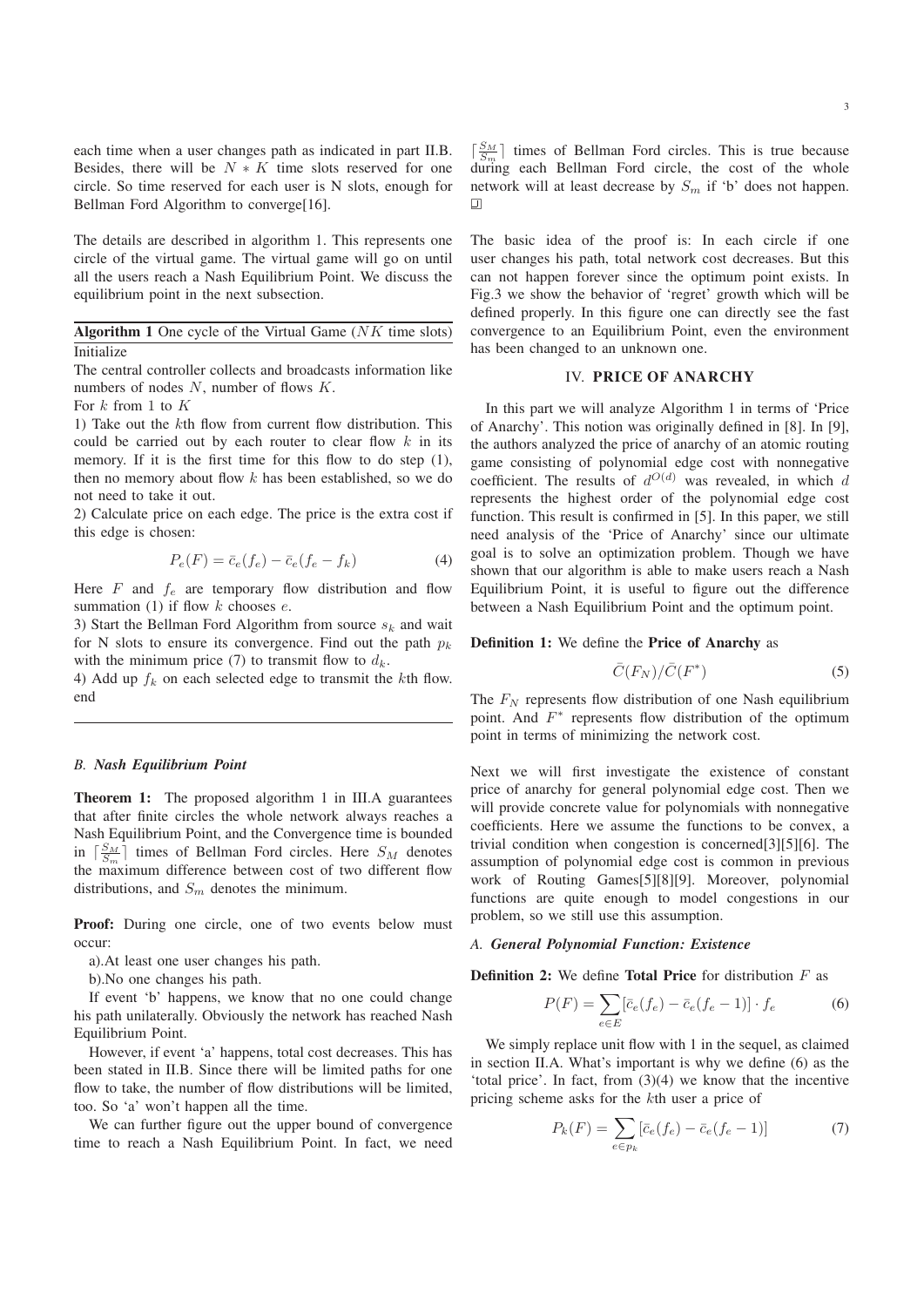each time when a user changes path as indicated in part II.B. Besides, there will be $N * K$ time slots reserved for one circle. So time reserved for each user is N slots, enough for Bellman Ford Algorithm to converge[16].

The details are described in algorithm 1. This represents one circle of the virtual game. The virtual game will go on until all the users reach a Nash Equilibrium Point. We discuss the equilibrium point in the next subsection.

**Algorithm 1** One cycle of the Virtual Game ($NK$ time slots)

Initialize

The central controller collects and broadcasts information like numbers of nodes $N$, number of flows $K$.

For $k$ from 1 to $K$

1) Take out the $k$th flow from current flow distribution. This could be carried out by each router to clear flow $k$ in its memory. If it is the first time for this flow to do step (1), then no memory about flow $k$ has been established, so we do not need to take it out.

2) Calculate price on each edge. The price is the extra cost if this edge is chosen:

$$P_e(F) = \bar{c}_e(f_e) - \bar{c}_e(f_e - f_k) \tag{4}$$

Here $F$ and $f_e$ are temporary flow distribution and flow summation (1) if flow $k$ chooses $e$.

3) Start the Bellman Ford Algorithm from source $s_k$ and wait for N slots to ensure its convergence. Find out the path $p_k$ with the minimum price (7) to transmit flow to $d_k$.

4) Add up $f_k$ on each selected edge to transmit the $k$th flow.

end

### *B. Nash Equilibrium Point*

**Theorem 1:** The proposed algorithm 1 in III.A guarantees that after finite circles the whole network always reaches a Nash Equilibrium Point, and the Convergence time is bounded in $\lceil \frac{S_M}{S_m} \rceil$ times of Bellman Ford circles. Here $S_M$ denotes the maximum difference between cost of two different flow distributions, and $S_m$ denotes the minimum.

**Proof:** During one circle, one of two events below must occur:

a).At least one user changes his path.

b).No one changes his path.

If event 'b' happens, we know that no one could change his path unilaterally. Obviously the network has reached Nash Equilibrium Point.

However, if event 'a' happens, total cost decreases. This has been stated in II.B. Since there will be limited paths for one flow to take, the number of flow distributions will be limited, too. So 'a' won't happen all the time.

We can further figure out the upper bound of convergence time to reach a Nash Equilibrium Point. In fact, we need $\lceil \frac{S_M}{S_m} \rceil$ times of Bellman Ford circles. This is true because during each Bellman Ford circle, the cost of the whole network will at least decrease by $S_m$ if 'b' does not happen. □

The basic idea of the proof is: In each circle if one user changes his path, total network cost decreases. But this can not happen forever since the optimum point exists. In Fig.3 we show the behavior of 'regret' growth which will be defined properly. In this figure one can directly see the fast convergence to an Equilibrium Point, even the environment has been changed to an unknown one.

## IV. PRICE OF ANARCHY

In this part we will analyze Algorithm 1 in terms of 'Price of Anarchy'. This notion was originally defined in [8]. In [9], the authors analyzed the price of anarchy of an atomic routing game consisting of polynomial edge cost with nonnegative coefficient. The results of $d^{O(d)}$ was revealed, in which $d$ represents the highest order of the polynomial edge cost function. This result is confirmed in [5]. In this paper, we still need analysis of the 'Price of Anarchy' since our ultimate goal is to solve an optimization problem. Though we have shown that our algorithm is able to make users reach a Nash Equilibrium Point, it is useful to figure out the difference between a Nash Equilibrium Point and the optimum point.

**Definition 1:** We define the **Price of Anarchy** as

$$\bar{C}(F_N)/\bar{C}(F^*) \tag{5}$$

The $F_N$ represents flow distribution of one Nash equilibrium point. And $F^*$ represents flow distribution of the optimum point in terms of minimizing the network cost.

Next we will first investigate the existence of constant price of anarchy for general polynomial edge cost. Then we will provide concrete value for polynomials with nonnegative coefficients. Here we assume the functions to be convex, a trivial condition when congestion is concerned[3][5][6]. The assumption of polynomial edge cost is common in previous work of Routing Games[5][8][9]. Moreover, polynomial functions are quite enough to model congestions in our problem, so we still use this assumption.

### *A. General Polynomial Function: Existence*

**Definition 2:** We define **Total Price** for distribution $F$ as

$$P(F) = \sum_{e \in E} [\bar{c}_e(f_e) - \bar{c}_e(f_e - 1)] \cdot f_e \tag{6}$$

We simply replace unit flow with 1 in the sequel, as claimed in section II.A. What's important is why we define (6) as the 'total price'. In fact, from (3)(4) we know that the incentive pricing scheme asks for the $k$th user a price of

$$P_k(F) = \sum_{e \in p_k} [\bar{c}_e(f_e) - \bar{c}_e(f_e - 1)] \tag{7}$$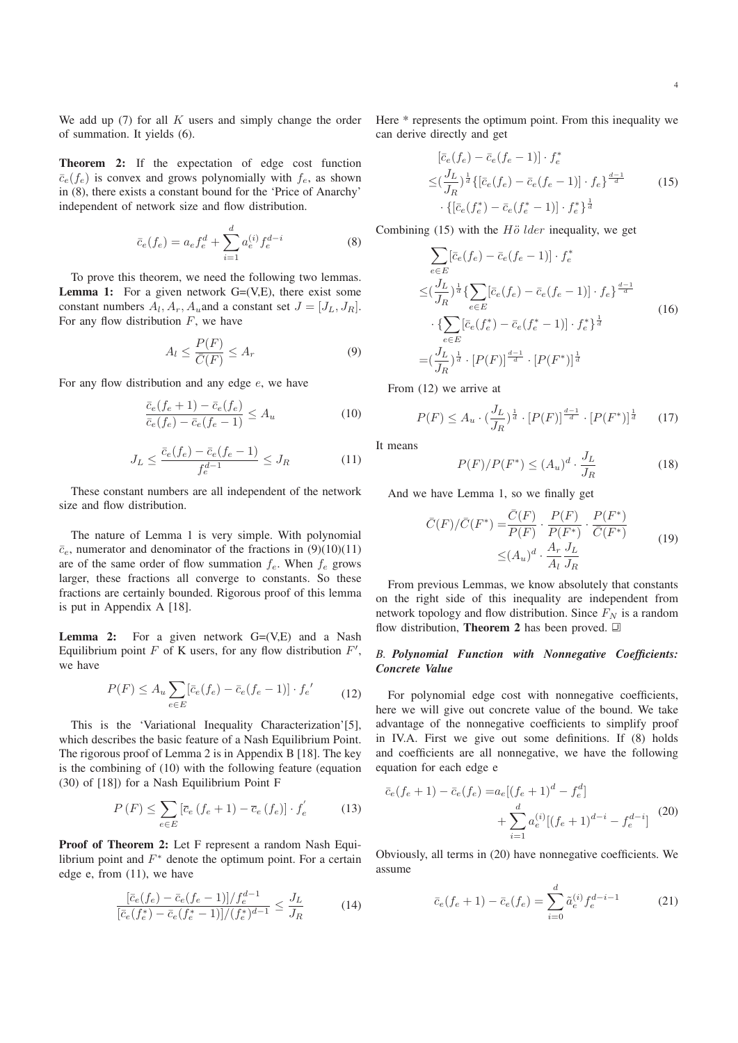We add up (7) for all $K$ users and simply change the order of summation. It yields (6).

**Theorem 2:** If the expectation of edge cost function $\bar{c}_e(f_e)$ is convex and grows polynomially with $f_e$, as shown in (8), there exists a constant bound for the 'Price of Anarchy' independent of network size and flow distribution.

$$\bar{c}_e(f_e) = a_e f_e^d + \sum_{i=1}^{d} a_e^{(i)} f_e^{d-i} \tag{8}$$

To prove this theorem, we need the following two lemmas.

**Lemma 1:** For a given network G=(V,E), there exist some constant numbers $A_l, A_r, A_u$and a constant set $J = [J_L, J_R]$. For any flow distribution $F$, we have

$$A_l \leq \frac{P(F)}{\bar{C}(F)} \leq A_r \tag{9}$$

For any flow distribution and any edge $e$, we have

$$\frac{\bar{c}_e(f_e+1) - \bar{c}_e(f_e)}{\bar{c}_e(f_e) - \bar{c}_e(f_e-1)} \leq A_u \tag{10}$$

$$J_L \leq \frac{\bar{c}_e(f_e) - \bar{c}_e(f_e-1)}{f_e^{d-1}} \leq J_R \tag{11}$$

These constant numbers are all independent of the network size and flow distribution.

The nature of Lemma 1 is very simple. With polynomial $\bar{c}_e$, numerator and denominator of the fractions in (9)(10)(11) are of the same order of flow summation $f_e$. When $f_e$ grows larger, these fractions all converge to constants. So these fractions are certainly bounded. Rigorous proof of this lemma is put in Appendix A [18].

**Lemma 2:** For a given network G=(V,E) and a Nash Equilibrium point $F$ of K users, for any flow distribution $F'$, we have

$$P(F) \leq A_u \sum_{e \in E} [\bar{c}_e(f_e) - \bar{c}_e(f_e-1)] \cdot f_e{}' \tag{12}$$

This is the 'Variational Inequality Characterization'[5], which describes the basic feature of a Nash Equilibrium Point. The rigorous proof of Lemma 2 is in Appendix B [18]. The key is the combining of (10) with the following feature (equation (30) of [18]) for a Nash Equilibrium Point F

$$P(F) \leq \sum_{e \in E} [\bar{c}_e(f_e+1) - \bar{c}_e(f_e)] \cdot f_e^{'} \tag{13}$$

**Proof of Theorem 2:** Let F represent a random Nash Equilibrium point and $F^*$ denote the optimum point. For a certain edge e, from (11), we have

$$\frac{[\bar{c}_e(f_e) - \bar{c}_e(f_e-1)]/f_e^{d-1}}{[\bar{c}_e(f_e^*) - \bar{c}_e(f_e^*-1)]/(f_e^*)^{d-1}} \leq \frac{J_L}{J_R} \tag{14}$$

Here * represents the optimum point. From this inequality we can derive directly and get

$$\begin{aligned}
&[\bar{c}_e(f_e) - \bar{c}_e(f_e-1)] \cdot f_e^* \\
\leq &(\frac{J_L}{J_R})^{\frac{1}{d}} \{[\bar{c}_e(f_e) - \bar{c}_e(f_e-1)] \cdot f_e\}^{\frac{d-1}{d}} \\
&\cdot \{[\bar{c}_e(f_e^*) - \bar{c}_e(f_e^*-1)] \cdot f_e^*\}^{\frac{1}{d}}
\end{aligned} \tag{15}$$

Combining (15) with the $H\ddot{o}\,lder$ inequality, we get

$$\begin{aligned}
&\sum_{e \in E} [\bar{c}_e(f_e) - \bar{c}_e(f_e-1)] \cdot f_e^* \\
\leq &(\frac{J_L}{J_R})^{\frac{1}{d}} \{\sum_{e \in E} [\bar{c}_e(f_e) - \bar{c}_e(f_e-1)] \cdot f_e\}^{\frac{d-1}{d}} \\
&\cdot \{\sum_{e \in E} [\bar{c}_e(f_e^*) - \bar{c}_e(f_e^*-1)] \cdot f_e^*\}^{\frac{1}{d}} \\
= &(\frac{J_L}{J_R})^{\frac{1}{d}} \cdot [P(F)]^{\frac{d-1}{d}} \cdot [P(F^*)]^{\frac{1}{d}}
\end{aligned} \tag{16}$$

From (12) we arrive at

$$P(F) \leq A_u \cdot (\frac{J_L}{J_R})^{\frac{1}{d}} \cdot [P(F)]^{\frac{d-1}{d}} \cdot [P(F^*)]^{\frac{1}{d}} \tag{17}$$

It means

$$P(F)/P(F^*) \leq (A_u)^d \cdot \frac{J_L}{J_R} \tag{18}$$

And we have Lemma 1, so we finally get

$$\begin{aligned}
\bar{C}(F)/\bar{C}(F^*) = &\frac{\bar{C}(F)}{P(F)} \cdot \frac{P(F)}{P(F^*)} \cdot \frac{P(F^*)}{\bar{C}(F^*)} \\
\leq &(A_u)^d \cdot \frac{A_r}{A_l} \frac{J_L}{J_R}
\end{aligned} \tag{19}$$

From previous Lemmas, we know absolutely that constants on the right side of this inequality are independent from network topology and flow distribution. Since $F_N$ is a random flow distribution, **Theorem 2** has been proved. ◻

### *B. Polynomial Function with Nonnegative Coefficients: Concrete Value*

For polynomial edge cost with nonnegative coefficients, here we will give out concrete value of the bound. We take advantage of the nonnegative coefficients to simplify proof in IV.A. First we give out some definitions. If (8) holds and coefficients are all nonnegative, we have the following equation for each edge e

$$\begin{aligned}
\bar{c}_e(f_e+1) - \bar{c}_e(f_e) = &a_e[(f_e+1)^d - f_e^d] \\
&+ \sum_{i=1}^{d} a_e^{(i)}[(f_e+1)^{d-i} - f_e^{d-i}]
\end{aligned} \tag{20}$$

Obviously, all terms in (20) have nonnegative coefficients. We assume

$$\bar{c}_e(f_e+1) - \bar{c}_e(f_e) = \sum_{i=0}^{d} \tilde{a}_e^{(i)} f_e^{d-i-1} \tag{21}$$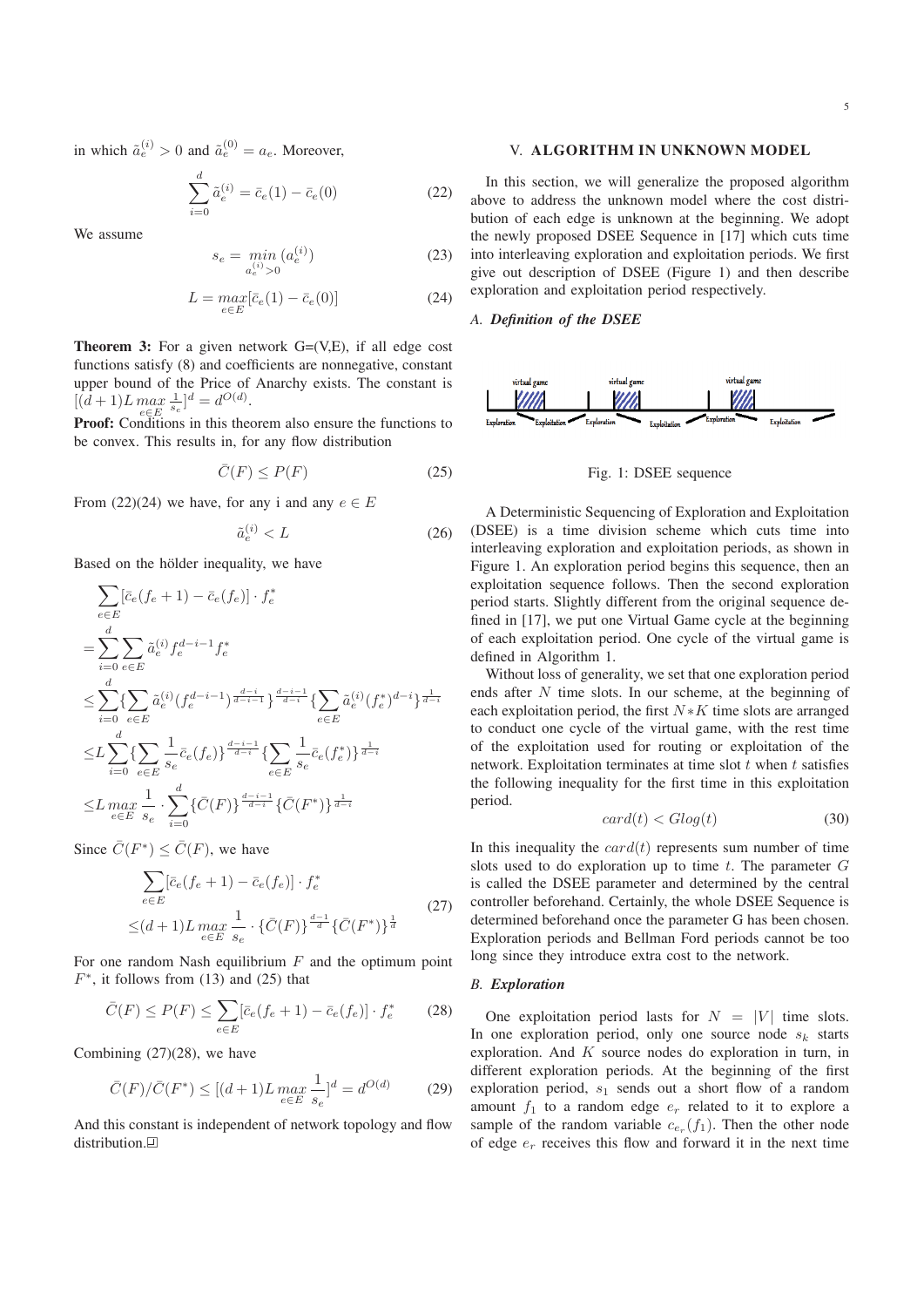in which $\tilde{a}_e^{(i)} > 0$ and $\tilde{a}_e^{(0)} = a_e$. Moreover,

$$\sum_{i=0}^{d} \tilde{a}_e^{(i)} = \bar{c}_e(1) - \bar{c}_e(0) \tag{22}$$

We assume

$$s_e = \min_{a_e^{(i)}>0} (a_e^{(i)}) \tag{23}$$

$$L = \max_{e \in E} [\bar{c}_e(1) - \bar{c}_e(0)] \tag{24}$$

**Theorem 3:** For a given network G=(V,E), if all edge cost functions satisfy (8) and coefficients are nonnegative, constant upper bound of the Price of Anarchy exists. The constant is $[(d+1)L \max_{e \in E} \frac{1}{s_e}]^d = d^{O(d)}$.

**Proof:** Conditions in this theorem also ensure the functions to be convex. This results in, for any flow distribution

$$\bar{C}(F) \leq P(F) \tag{25}$$

From (22)(24) we have, for any i and any $e \in E$

$$\tilde{a}_e^{(i)} < L \tag{26}$$

Based on the hölder inequality, we have

$$\begin{aligned}
&\sum_{e \in E} [\bar{c}_e(f_e+1) - \bar{c}_e(f_e)] \cdot f_e^* \\
=& \sum_{i=0}^{d} \sum_{e \in E} \tilde{a}_e^{(i)} f_e^{d-i-1} f_e^* \\
\leq& \sum_{i=0}^{d} \{ \sum_{e \in E} \tilde{a}_e^{(i)} (f_e^{d-i-1})^{\frac{d-i}{d-i-1}} \}^{\frac{d-i-1}{d-i}} \{ \sum_{e \in E} \tilde{a}_e^{(i)} (f_e^*)^{d-i} \}^{\frac{1}{d-i}} \\
\leq& L \sum_{i=0}^{d} \{ \sum_{e \in E} \frac{1}{s_e} \bar{c}_e(f_e) \}^{\frac{d-i-1}{d-i}} \{ \sum_{e \in E} \frac{1}{s_e} \bar{c}_e(f_e^*) \}^{\frac{1}{d-i}} \\
\leq& L \max_{e \in E} \frac{1}{s_e} \cdot \sum_{i=0}^{d} \{ \bar{C}(F) \}^{\frac{d-i-1}{d-i}} \{ \bar{C}(F^*) \}^{\frac{1}{d-i}}
\end{aligned}$$

Since $\bar{C}(F^*) \leq \bar{C}(F)$, we have

$$\begin{aligned}
&\sum_{e \in E} [\bar{c}_e(f_e+1) - \bar{c}_e(f_e)] \cdot f_e^* \\
\leq& (d+1) L \max_{e \in E} \frac{1}{s_e} \cdot \{ \bar{C}(F) \}^{\frac{d-1}{d}} \{ \bar{C}(F^*) \}^{\frac{1}{d}}
\end{aligned} \tag{27}$$

For one random Nash equilibrium $F$ and the optimum point $F^*$, it follows from (13) and (25) that

$$\bar{C}(F) \leq P(F) \leq \sum_{e \in E} [\bar{c}_e(f_e+1) - \bar{c}_e(f_e)] \cdot f_e^* \tag{28}$$

Combining (27)(28), we have

$$\bar{C}(F)/\bar{C}(F^*) \leq [(d+1)L \max_{e \in E} \frac{1}{s_e}]^d = d^{O(d)} \tag{29}$$

And this constant is independent of network topology and flow distribution.□

## V. ALGORITHM IN UNKNOWN MODEL

In this section, we will generalize the proposed algorithm above to address the unknown model where the cost distribution of each edge is unknown at the beginning. We adopt the newly proposed DSEE Sequence in [17] which cuts time into interleaving exploration and exploitation periods. We first give out description of DSEE (Figure 1) and then describe exploration and exploitation period respectively.

### A. *Definition of the DSEE*

Fig. 1: DSEE sequence

A Deterministic Sequencing of Exploration and Exploitation (DSEE) is a time division scheme which cuts time into interleaving exploration and exploitation periods, as shown in Figure 1. An exploration period begins this sequence, then an exploitation sequence follows. Then the second exploration period starts. Slightly different from the original sequence defined in [17], we put one Virtual Game cycle at the beginning of each exploitation period. One cycle of the virtual game is defined in Algorithm 1.

Without loss of generality, we set that one exploration period ends after $N$ time slots. In our scheme, at the beginning of each exploitation period, the first $N*K$ time slots are arranged to conduct one cycle of the virtual game, with the rest time of the exploitation used for routing or exploitation of the network. Exploitation terminates at time slot $t$ when $t$ satisfies the following inequality for the first time in this exploitation period.

$$card(t) < Glog(t) \tag{30}$$

In this inequality the $card(t)$ represents sum number of time slots used to do exploration up to time $t$. The parameter $G$ is called the DSEE parameter and determined by the central controller beforehand. Certainly, the whole DSEE Sequence is determined beforehand once the parameter G has been chosen. Exploration periods and Bellman Ford periods cannot be too long since they introduce extra cost to the network.

### B. *Exploration*

One exploitation period lasts for $N = |V|$ time slots. In one exploration period, only one source node $s_k$ starts exploration. And $K$ source nodes do exploration in turn, in different exploration periods. At the beginning of the first exploration period, $s_1$ sends out a short flow of a random amount $f_1$ to a random edge $e_r$ related to it to explore a sample of the random variable $c_{e_r}(f_1)$. Then the other node of edge $e_r$ receives this flow and forward it in the next time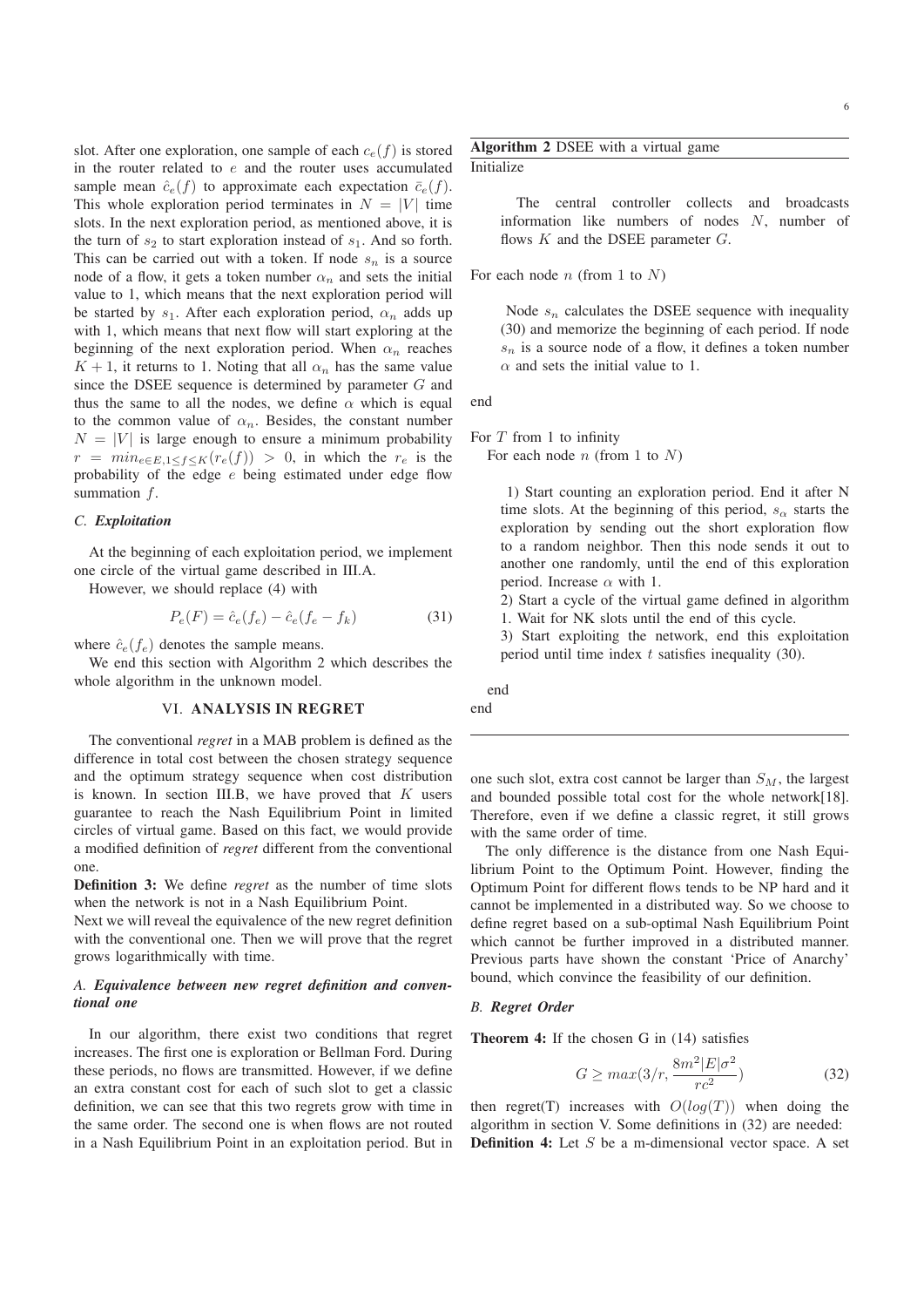slot. After one exploration, one sample of each $c_e(f)$ is stored in the router related to $e$ and the router uses accumulated sample mean $\hat{c}_e(f)$ to approximate each expectation $\bar{c}_e(f)$. This whole exploration period terminates in $N = |V|$ time slots. In the next exploration period, as mentioned above, it is the turn of $s_2$ to start exploration instead of $s_1$. And so forth. This can be carried out with a token. If node $s_n$ is a source node of a flow, it gets a token number $\alpha_n$ and sets the initial value to 1, which means that the next exploration period will be started by $s_1$. After each exploration period, $\alpha_n$ adds up with 1, which means that next flow will start exploring at the beginning of the next exploration period. When $\alpha_n$ reaches $K+1$, it returns to 1. Noting that all $\alpha_n$ has the same value since the DSEE sequence is determined by parameter $G$ and thus the same to all the nodes, we define $\alpha$ which is equal to the common value of $\alpha_n$. Besides, the constant number $N = |V|$ is large enough to ensure a minimum probability $r = min_{e \in E, 1 \le f \le K}(r_e(f)) > 0$, in which the $r_e$ is the probability of the edge $e$ being estimated under edge flow summation $f$.

### C. *Exploitation*

At the beginning of each exploitation period, we implement one circle of the virtual game described in III.A.

However, we should replace (4) with

$$P_e(F) = \hat{c}_e(f_e) - \hat{c}_e(f_e - f_k) \tag{31}$$

where $\hat{c}_e(f_e)$ denotes the sample means.

We end this section with Algorithm 2 which describes the whole algorithm in the unknown model.

**Algorithm 2** DSEE with a virtual game

Initialize

The central controller collects and broadcasts information like numbers of nodes $N$, number of flows $K$ and the DSEE parameter $G$.

For each node $n$ (from 1 to $N$)

Node $s_n$ calculates the DSEE sequence with inequality (30) and memorize the beginning of each period. If node $s_n$ is a source node of a flow, it defines a token number $\alpha$ and sets the initial value to 1.

end

For $T$ from 1 to infinity

For each node $n$ (from 1 to $N$)

1) Start counting an exploration period. End it after N time slots. At the beginning of this period, $s_\alpha$ starts the exploration by sending out the short exploration flow to a random neighbor. Then this node sends it out to another one randomly, until the end of this exploration period. Increase $\alpha$ with 1.

2) Start a cycle of the virtual game defined in algorithm 1. Wait for NK slots until the end of this cycle.

3) Start exploiting the network, end this exploitation period until time index $t$ satisfies inequality (30).

end

end

## VI. ANALYSIS IN REGRET

The conventional *regret* in a MAB problem is defined as the difference in total cost between the chosen strategy sequence and the optimum strategy sequence when cost distribution is known. In section III.B, we have proved that $K$ users guarantee to reach the Nash Equilibrium Point in limited circles of virtual game. Based on this fact, we would provide a modified definition of *regret* different from the conventional one.

**Definition 3:** We define *regret* as the number of time slots when the network is not in a Nash Equilibrium Point.

Next we will reveal the equivalence of the new regret definition with the conventional one. Then we will prove that the regret grows logarithmically with time.

### A. *Equivalence between new regret definition and conventional one*

In our algorithm, there exist two conditions that regret increases. The first one is exploration or Bellman Ford. During these periods, no flows are transmitted. However, if we define an extra constant cost for each of such slot to get a classic definition, we can see that this two regrets grow with time in the same order. The second one is when flows are not routed in a Nash Equilibrium Point in an exploitation period. But in one such slot, extra cost cannot be larger than $S_M$, the largest and bounded possible total cost for the whole network[18]. Therefore, even if we define a classic regret, it still grows with the same order of time.

The only difference is the distance from one Nash Equilibrium Point to the Optimum Point. However, finding the Optimum Point for different flows tends to be NP hard and it cannot be implemented in a distributed way. So we choose to define regret based on a sub-optimal Nash Equilibrium Point which cannot be further improved in a distributed manner. Previous parts have shown the constant 'Price of Anarchy' bound, which convince the feasibility of our definition.

### B. *Regret Order*

**Theorem 4:** If the chosen G in (14) satisfies

$$G \ge max(3/r, \frac{8m^2|E|\sigma^2}{rc^2}) \tag{32}$$

then regret(T) increases with $O(log(T))$ when doing the algorithm in section V. Some definitions in (32) are needed:

**Definition 4:** Let $S$ be a m-dimensional vector space. A set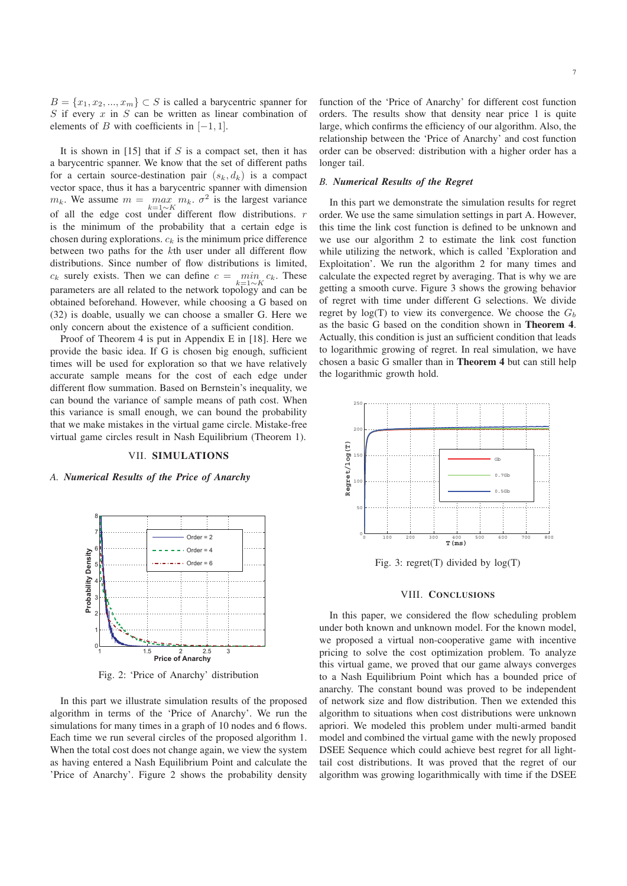$B = \{x_1, x_2, ..., x_m\} \subset S$ is called a barycentric spanner for $S$ if every $x$ in $S$ can be written as linear combination of elements of $B$ with coefficients in $[-1, 1]$.

It is shown in [15] that if $S$ is a compact set, then it has a barycentric spanner. We know that the set of different paths for a certain source-destination pair $(s_k, d_k)$ is a compact vector space, thus it has a barycentric spanner with dimension $m_k$. We assume $m = \max_{k=1 \sim K} m_k$. $\sigma^2$ is the largest variance of all the edge cost under different flow distributions. $r$ is the minimum of the probability that a certain edge is chosen during explorations. $c_k$ is the minimum price difference between two paths for the $k$th user under all different flow distributions. Since number of flow distributions is limited, $c_k$ surely exists. Then we can define $c = \min_{k=1 \sim K} c_k$. These parameters are all related to the network topology and can be obtained beforehand. However, while choosing a G based on (32) is doable, usually we can choose a smaller G. Here we only concern about the existence of a sufficient condition.

Proof of Theorem 4 is put in Appendix E in [18]. Here we provide the basic idea. If G is chosen big enough, sufficient times will be used for exploration so that we have relatively accurate sample means for the cost of each edge under different flow summation. Based on Bernstein's inequality, we can bound the variance of sample means of path cost. When this variance is small enough, we can bound the probability that we make mistakes in the virtual game circle. Mistake-free virtual game circles result in Nash Equilibrium (Theorem 1).

## VII. SIMULATIONS

### A. *Numerical Results of the Price of Anarchy*

Fig. 2: 'Price of Anarchy' distribution

In this part we illustrate simulation results of the proposed algorithm in terms of the 'Price of Anarchy'. We run the simulations for many times in a graph of 10 nodes and 6 flows. Each time we run several circles of the proposed algorithm 1. When the total cost does not change again, we view the system as having entered a Nash Equilibrium Point and calculate the 'Price of Anarchy'. Figure 2 shows the probability density function of the 'Price of Anarchy' for different cost function orders. The results show that density near price 1 is quite large, which confirms the efficiency of our algorithm. Also, the relationship between the 'Price of Anarchy' and cost function order can be observed: distribution with a higher order has a longer tail.

### B. *Numerical Results of the Regret*

In this part we demonstrate the simulation results for regret order. We use the same simulation settings in part A. However, this time the link cost function is defined to be unknown and we use our algorithm 2 to estimate the link cost function while utilizing the network, which is called 'Exploration and Exploitation'. We run the algorithm 2 for many times and calculate the expected regret by averaging. That is why we are getting a smooth curve. Figure 3 shows the growing behavior of regret with time under different G selections. We divide regret by log(T) to view its convergence. We choose the $G_b$ as the basic G based on the condition shown in **Theorem 4**. Actually, this condition is just an sufficient condition that leads to logarithmic growing of regret. In real simulation, we have chosen a basic G smaller than in **Theorem 4** but can still help the logarithmic growth hold.

Fig. 3: regret(T) divided by log(T)

## VIII. CONCLUSIONS

In this paper, we considered the flow scheduling problem under both known and unknown model. For the known model, we proposed a virtual non-cooperative game with incentive pricing to solve the cost optimization problem. To analyze this virtual game, we proved that our game always converges to a Nash Equilibrium Point which has a bounded price of anarchy. The constant bound was proved to be independent of network size and flow distribution. Then we extended this algorithm to situations when cost distributions were unknown apriori. We modeled this problem under multi-armed bandit model and combined the virtual game with the newly proposed DSEE Sequence which could achieve best regret for all light-tail cost distributions. It was proved that the regret of our algorithm was growing logarithmically with time if the DSEE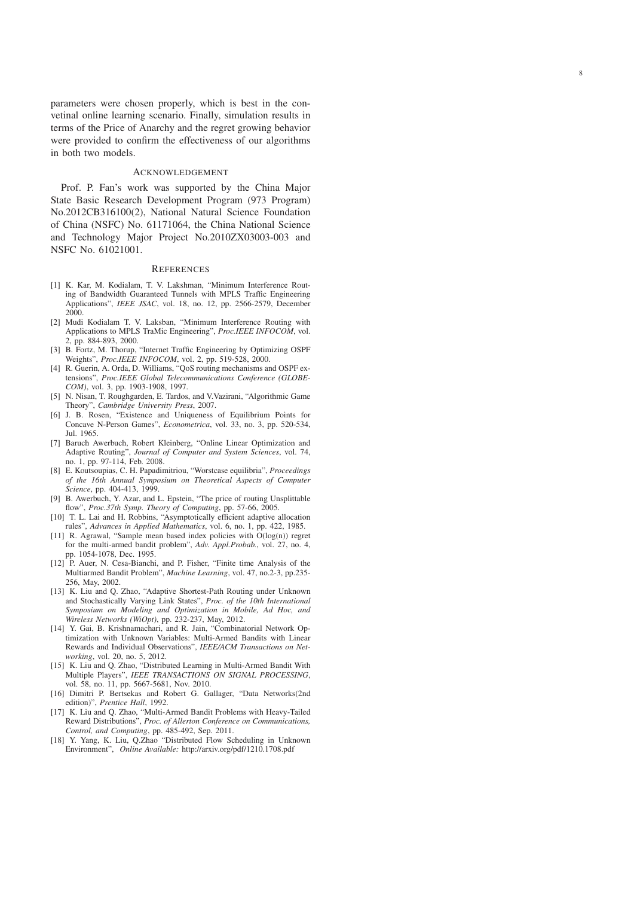parameters were chosen properly, which is best in the convetinal online learning scenario. Finally, simulation results in terms of the Price of Anarchy and the regret growing behavior were provided to confirm the effectiveness of our algorithms in both two models.

## ACKNOWLEDGEMENT

Prof. P. Fan's work was supported by the China Major State Basic Research Development Program (973 Program) No.2012CB316100(2), National Natural Science Foundation of China (NSFC) No. 61171064, the China National Science and Technology Major Project No.2010ZX03003-003 and NSFC No. 61021001.

## REFERENCES

[1] K. Kar, M. Kodialam, T. V. Lakshman, "Minimum Interference Routing of Bandwidth Guaranteed Tunnels with MPLS Traffic Engineering Applications", *IEEE JSAC*, vol. 18, no. 12, pp. 2566-2579, December 2000.

[2] Mudi Kodialam T. V. Laksban, "Minimum Interference Routing with Applications to MPLS TraMic Engineering", *Proc.IEEE INFOCOM*, vol. 2, pp. 884-893, 2000.

[3] B. Fortz, M. Thorup, "Internet Traffic Engineering by Optimizing OSPF Weights", *Proc.IEEE INFOCOM*, vol. 2, pp. 519-528, 2000.

[4] R. Guerin, A. Orda, D. Williams, "QoS routing mechanisms and OSPF extensions", *Proc.IEEE Global Telecommunications Conference (GLOBECOM)*, vol. 3, pp. 1903-1908, 1997.

[5] N. Nisan, T. Roughgarden, E. Tardos, and V.Vazirani, "Algorithmic Game Theory", *Cambridge University Press*, 2007.

[6] J. B. Rosen, "Existence and Uniqueness of Equilibrium Points for Concave N-Person Games", *Econometrica*, vol. 33, no. 3, pp. 520-534, Jul. 1965.

[7] Baruch Awerbuch, Robert Kleinberg, "Online Linear Optimization and Adaptive Routing", *Journal of Computer and System Sciences*, vol. 74, no. 1, pp. 97-114, Feb. 2008.

[8] E. Koutsoupias, C. H. Papadimitriou, "Worstcase equilibria", *Proceedings of the 16th Annual Symposium on Theoretical Aspects of Computer Science*, pp. 404-413, 1999.

[9] B. Awerbuch, Y. Azar, and L. Epstein, "The price of routing Unsplittable flow", *Proc.37th Symp. Theory of Computing*, pp. 57-66, 2005.

[10] T. L. Lai and H. Robbins, "Asymptotically efficient adaptive allocation rules", *Advances in Applied Mathematics*, vol. 6, no. 1, pp. 422, 1985.

[11] R. Agrawal, "Sample mean based index policies with O(log(n)) regret for the multi-armed bandit problem", *Adv. Appl.Probab.*, vol. 27, no. 4, pp. 1054-1078, Dec. 1995.

[12] P. Auer, N. Cesa-Bianchi, and P. Fisher, "Finite time Analysis of the Multiarmed Bandit Problem", *Machine Learning*, vol. 47, no.2-3, pp.235-256, May, 2002.

[13] K. Liu and Q. Zhao, "Adaptive Shortest-Path Routing under Unknown and Stochastically Varying Link States", *Proc. of the 10th International Symposium on Modeling and Optimization in Mobile, Ad Hoc, and Wireless Networks (WiOpt)*, pp. 232-237, May, 2012.

[14] Y. Gai, B. Krishnamachari, and R. Jain, "Combinatorial Network Optimization with Unknown Variables: Multi-Armed Bandits with Linear Rewards and Individual Observations", *IEEE/ACM Transactions on Networking*, vol. 20, no. 5, 2012.

[15] K. Liu and Q. Zhao, "Distributed Learning in Multi-Armed Bandit With Multiple Players", *IEEE TRANSACTIONS ON SIGNAL PROCESSING*, vol. 58, no. 11, pp. 5667-5681, Nov. 2010.

[16] Dimitri P. Bertsekas and Robert G. Gallager, "Data Networks(2nd edition)", *Prentice Hall*, 1992.

[17] K. Liu and Q. Zhao, "Multi-Armed Bandit Problems with Heavy-Tailed Reward Distributions", *Proc. of Allerton Conference on Communications, Control, and Computing*, pp. 485-492, Sep. 2011.

[18] Y. Yang, K. Liu, Q.Zhao "Distributed Flow Scheduling in Unknown Environment", *Online Available:* http://arxiv.org/pdf/1210.1708.pdf